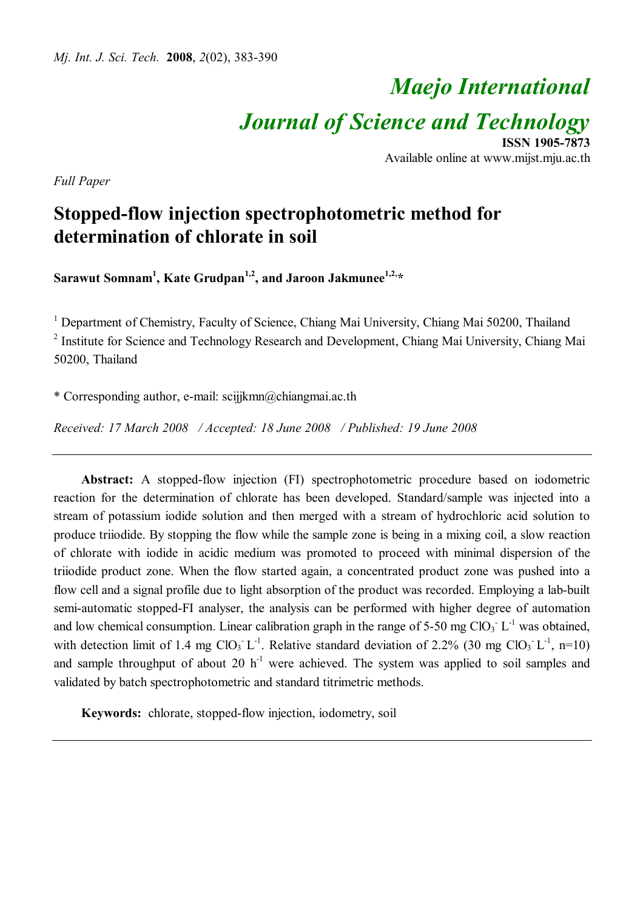*Full Paper*

# Stopped-flow injection spectrophotometric method for determination of chlorate in soil

**Sarawut Somnam[1], Kate Grudpan[1,2], and Jaroon Jakmunee[1,2,*]**

[1] Department of Chemistry, Faculty of Science, Chiang Mai University, Chiang Mai 50200, Thailand

[2] Institute for Science and Technology Research and Development, Chiang Mai University, Chiang Mai 50200, Thailand

* Corresponding author, e-mail: scijjkmn@chiangmai.ac.th

*Received: 17 March 2008 / Accepted: 18 June 2008 / Published: 19 June 2008*

---

**Abstract:** A stopped-flow injection (FI) spectrophotometric procedure based on iodometric reaction for the determination of chlorate has been developed. Standard/sample was injected into a stream of potassium iodide solution and then merged with a stream of hydrochloric acid solution to produce triiodide. By stopping the flow while the sample zone is being in a mixing coil, a slow reaction of chlorate with iodide in acidic medium was promoted to proceed with minimal dispersion of the triiodide product zone. When the flow started again, a concentrated product zone was pushed into a flow cell and a signal profile due to light absorption of the product was recorded. Employing a lab-built semi-automatic stopped-FI analyser, the analysis can be performed with higher degree of automation and low chemical consumption. Linear calibration graph in the range of 5-50 mg $ClO_3^-$ $L^{-1}$ was obtained, with detection limit of 1.4 mg $ClO_3^-$ $L^{-1}$. Relative standard deviation of 2.2% (30 mg $ClO_3^-$ $L^{-1}$, n=10) and sample throughput of about 20 $h^{-1}$ were achieved. The system was applied to soil samples and validated by batch spectrophotometric and standard titrimetric methods.

**Keywords:** chlorate, stopped-flow injection, iodometry, soil

---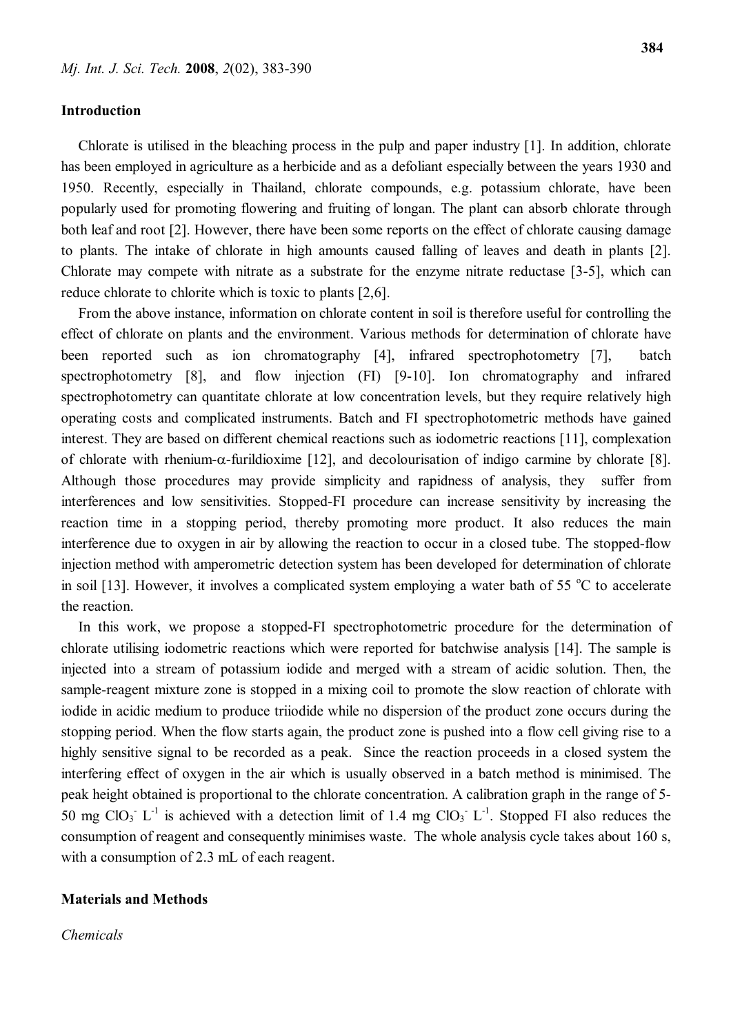## Introduction

Chlorate is utilised in the bleaching process in the pulp and paper industry [1]. In addition, chlorate has been employed in agriculture as a herbicide and as a defoliant especially between the years 1930 and 1950. Recently, especially in Thailand, chlorate compounds, e.g. potassium chlorate, have been popularly used for promoting flowering and fruiting of longan. The plant can absorb chlorate through both leaf and root [2]. However, there have been some reports on the effect of chlorate causing damage to plants. The intake of chlorate in high amounts caused falling of leaves and death in plants [2]. Chlorate may compete with nitrate as a substrate for the enzyme nitrate reductase [3-5], which can reduce chlorate to chlorite which is toxic to plants [2,6].

From the above instance, information on chlorate content in soil is therefore useful for controlling the effect of chlorate on plants and the environment. Various methods for determination of chlorate have been reported such as ion chromatography [4], infrared spectrophotometry [7], batch spectrophotometry [8], and flow injection (FI) [9-10]. Ion chromatography and infrared spectrophotometry can quantitate chlorate at low concentration levels, but they require relatively high operating costs and complicated instruments. Batch and FI spectrophotometric methods have gained interest. They are based on different chemical reactions such as iodometric reactions [11], complexation of chlorate with rhenium-$\alpha$-furildioxime [12], and decolourisation of indigo carmine by chlorate [8]. Although those procedures may provide simplicity and rapidness of analysis, they suffer from interferences and low sensitivities. Stopped-FI procedure can increase sensitivity by increasing the reaction time in a stopping period, thereby promoting more product. It also reduces the main interference due to oxygen in air by allowing the reaction to occur in a closed tube. The stopped-flow injection method with amperometric detection system has been developed for determination of chlorate in soil [13]. However, it involves a complicated system employing a water bath of 55 $^{o}$C to accelerate the reaction.

In this work, we propose a stopped-FI spectrophotometric procedure for the determination of chlorate utilising iodometric reactions which were reported for batchwise analysis [14]. The sample is injected into a stream of potassium iodide and merged with a stream of acidic solution. Then, the sample-reagent mixture zone is stopped in a mixing coil to promote the slow reaction of chlorate with iodide in acidic medium to produce triiodide while no dispersion of the product zone occurs during the stopping period. When the flow starts again, the product zone is pushed into a flow cell giving rise to a highly sensitive signal to be recorded as a peak. Since the reaction proceeds in a closed system the interfering effect of oxygen in the air which is usually observed in a batch method is minimised. The peak height obtained is proportional to the chlorate concentration. A calibration graph in the range of 5-50 mg $ClO_3^-$ $L^{-1}$ is achieved with a detection limit of 1.4 mg $ClO_3^-$ $L^{-1}$. Stopped FI also reduces the consumption of reagent and consequently minimises waste. The whole analysis cycle takes about 160 s, with a consumption of 2.3 mL of each reagent.

## Materials and Methods

### *Chemicals*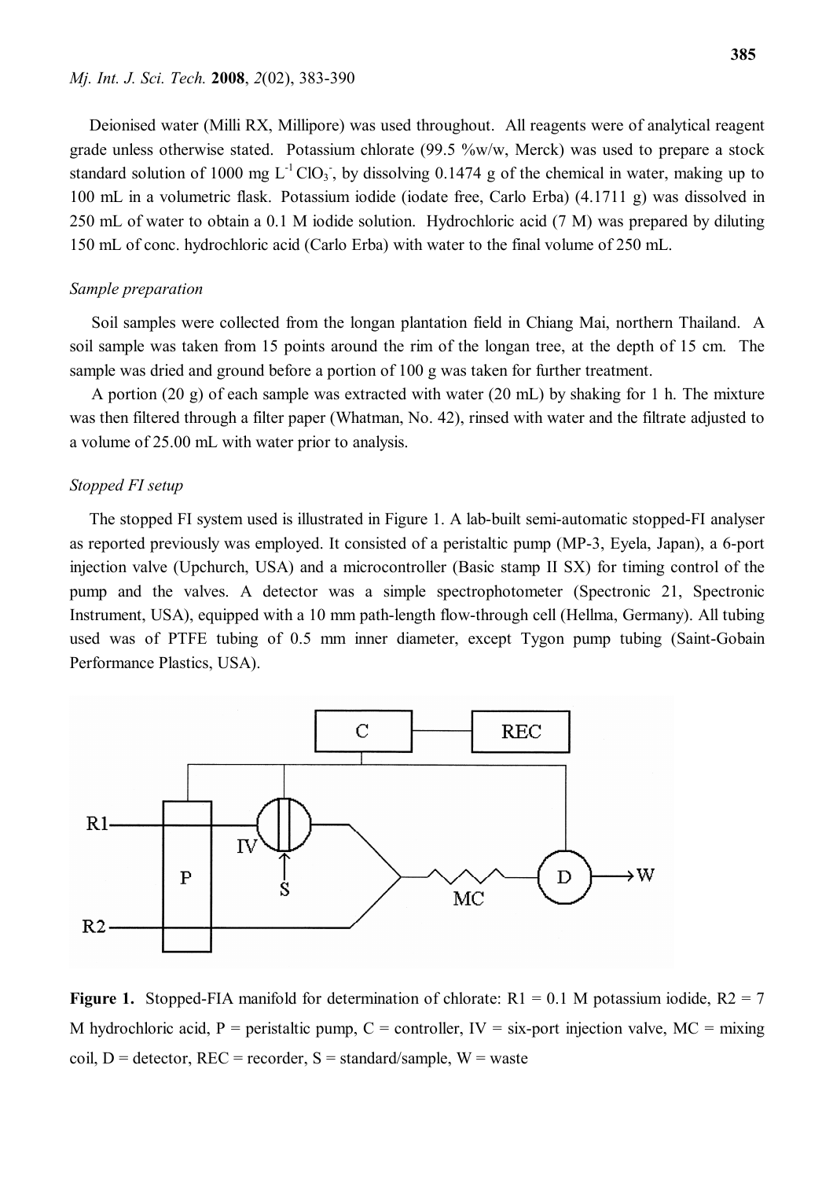Deionised water (Milli RX, Millipore) was used throughout. All reagents were of analytical reagent grade unless otherwise stated. Potassium chlorate (99.5 %w/w, Merck) was used to prepare a stock standard solution of 1000 mg $L^{-1}$ $ClO_3^-$, by dissolving 0.1474 g of the chemical in water, making up to 100 mL in a volumetric flask. Potassium iodide (iodate free, Carlo Erba) (4.1711 g) was dissolved in 250 mL of water to obtain a 0.1 M iodide solution. Hydrochloric acid (7 M) was prepared by diluting 150 mL of conc. hydrochloric acid (Carlo Erba) with water to the final volume of 250 mL.

### *Sample preparation*

Soil samples were collected from the longan plantation field in Chiang Mai, northern Thailand. A soil sample was taken from 15 points around the rim of the longan tree, at the depth of 15 cm. The sample was dried and ground before a portion of 100 g was taken for further treatment.

A portion (20 g) of each sample was extracted with water (20 mL) by shaking for 1 h. The mixture was then filtered through a filter paper (Whatman, No. 42), rinsed with water and the filtrate adjusted to a volume of 25.00 mL with water prior to analysis.

### *Stopped FI setup*

The stopped FI system used is illustrated in Figure 1. A lab-built semi-automatic stopped-FI analyser as reported previously was employed. It consisted of a peristaltic pump (MP-3, Eyela, Japan), a 6-port injection valve (Upchurch, USA) and a microcontroller (Basic stamp II SX) for timing control of the pump and the valves. A detector was a simple spectrophotometer (Spectronic 21, Spectronic Instrument, USA), equipped with a 10 mm path-length flow-through cell (Hellma, Germany). All tubing used was of PTFE tubing of 0.5 mm inner diameter, except Tygon pump tubing (Saint-Gobain Performance Plastics, USA).

**Figure 1.** Stopped-FIA manifold for determination of chlorate: R1 = 0.1 M potassium iodide, R2 = 7 M hydrochloric acid, P = peristaltic pump, C = controller, IV = six-port injection valve, MC = mixing coil, D = detector, REC = recorder, S = standard/sample, W = waste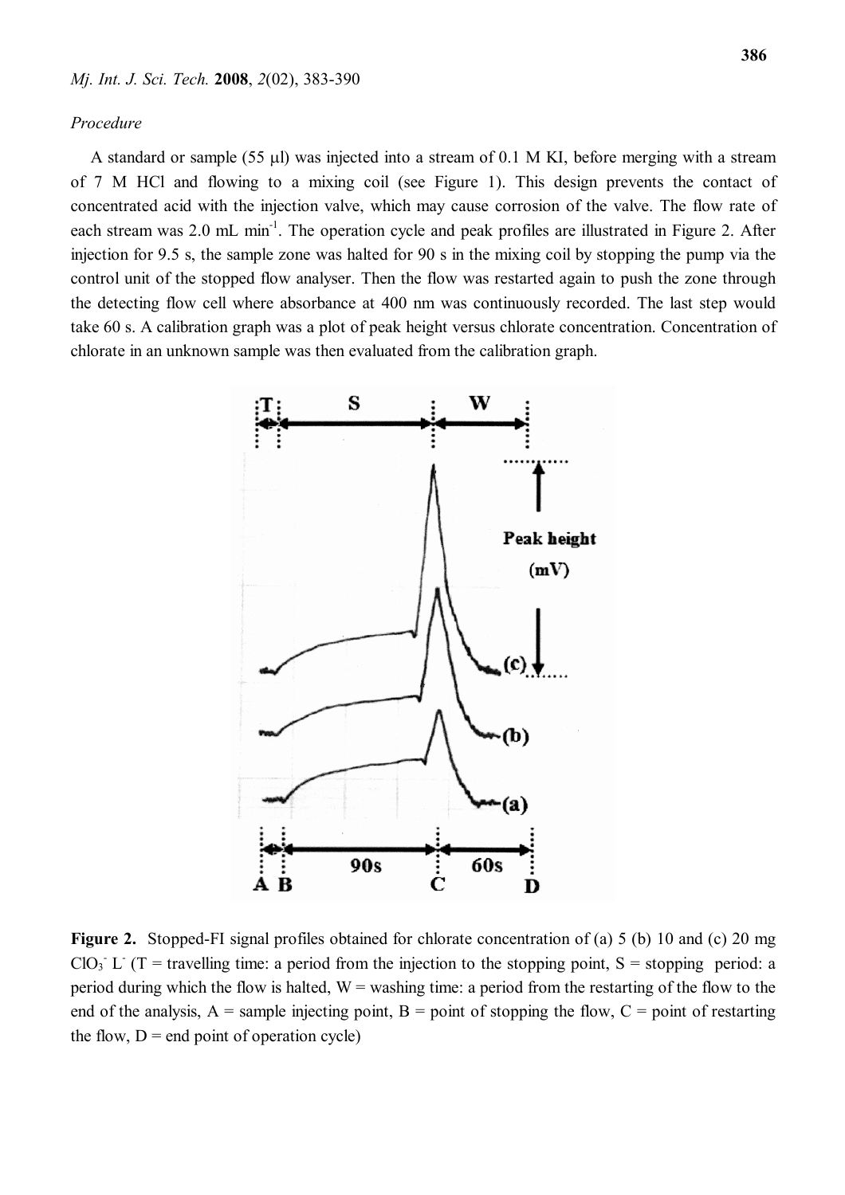*Procedure*

A standard or sample (55 μl) was injected into a stream of 0.1 M KI, before merging with a stream of 7 M HCl and flowing to a mixing coil (see Figure 1). This design prevents the contact of concentrated acid with the injection valve, which may cause corrosion of the valve. The flow rate of each stream was 2.0 mL min$^{-1}$. The operation cycle and peak profiles are illustrated in Figure 2. After injection for 9.5 s, the sample zone was halted for 90 s in the mixing coil by stopping the pump via the control unit of the stopped flow analyser. Then the flow was restarted again to push the zone through the detecting flow cell where absorbance at 400 nm was continuously recorded. The last step would take 60 s. A calibration graph was a plot of peak height versus chlorate concentration. Concentration of chlorate in an unknown sample was then evaluated from the calibration graph.

**Figure 2.** Stopped-FI signal profiles obtained for chlorate concentration of (a) 5 (b) 10 and (c) 20 mg $ClO_3^-$ $L^-$ (T = travelling time: a period from the injection to the stopping point, S = stopping period: a period during which the flow is halted, W = washing time: a period from the restarting of the flow to the end of the analysis, A = sample injecting point, B = point of stopping the flow, C = point of restarting the flow, D = end point of operation cycle)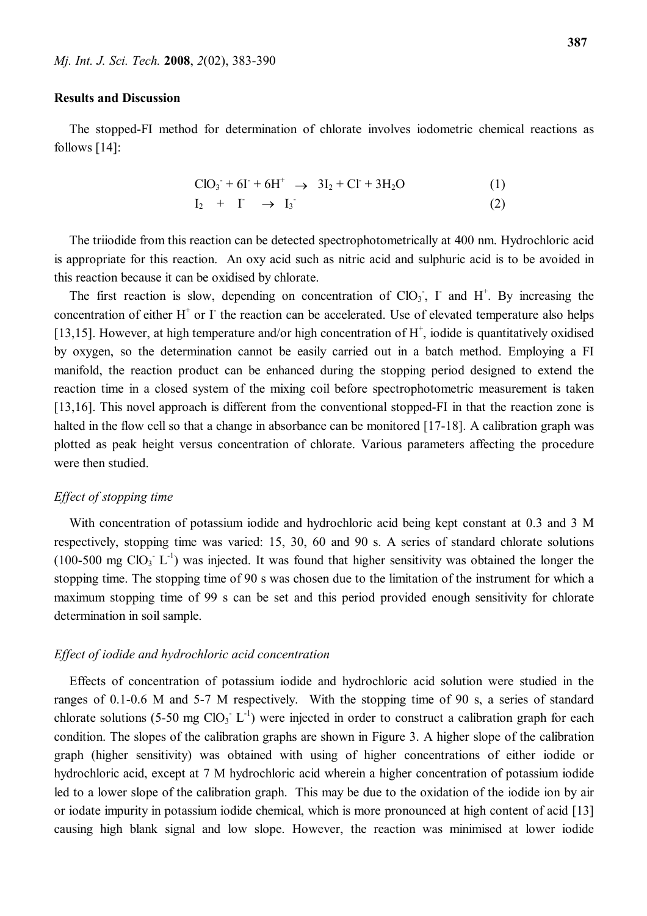## Results and Discussion

The stopped-FI method for determination of chlorate involves iodometric chemical reactions as follows [14]:

$$ClO_3^- + 6I^- + 6H^+ \rightarrow 3I_2 + Cl^- + 3H_2O \qquad (1)$$

$$I_2 + I^- \rightarrow I_3^- \qquad (2)$$

The triiodide from this reaction can be detected spectrophotometrically at 400 nm. Hydrochloric acid is appropriate for this reaction. An oxy acid such as nitric acid and sulphuric acid is to be avoided in this reaction because it can be oxidised by chlorate.

The first reaction is slow, depending on concentration of $ClO_3^-$, $I^-$ and $H^+$. By increasing the concentration of either $H^+$ or $I^-$ the reaction can be accelerated. Use of elevated temperature also helps [13,15]. However, at high temperature and/or high concentration of $H^+$, iodide is quantitatively oxidised by oxygen, so the determination cannot be easily carried out in a batch method. Employing a FI manifold, the reaction product can be enhanced during the stopping period designed to extend the reaction time in a closed system of the mixing coil before spectrophotometric measurement is taken [13,16]. This novel approach is different from the conventional stopped-FI in that the reaction zone is halted in the flow cell so that a change in absorbance can be monitored [17-18]. A calibration graph was plotted as peak height versus concentration of chlorate. Various parameters affecting the procedure were then studied.

### *Effect of stopping time*

With concentration of potassium iodide and hydrochloric acid being kept constant at 0.3 and 3 M respectively, stopping time was varied: 15, 30, 60 and 90 s. A series of standard chlorate solutions (100-500 mg $ClO_3^-$ $L^{-1}$) was injected. It was found that higher sensitivity was obtained the longer the stopping time. The stopping time of 90 s was chosen due to the limitation of the instrument for which a maximum stopping time of 99 s can be set and this period provided enough sensitivity for chlorate determination in soil sample.

### *Effect of iodide and hydrochloric acid concentration*

Effects of concentration of potassium iodide and hydrochloric acid solution were studied in the ranges of 0.1-0.6 M and 5-7 M respectively. With the stopping time of 90 s, a series of standard chlorate solutions (5-50 mg $ClO_3^-$ $L^{-1}$) were injected in order to construct a calibration graph for each condition. The slopes of the calibration graphs are shown in Figure 3. A higher slope of the calibration graph (higher sensitivity) was obtained with using of higher concentrations of either iodide or hydrochloric acid, except at 7 M hydrochloric acid wherein a higher concentration of potassium iodide led to a lower slope of the calibration graph. This may be due to the oxidation of the iodide ion by air or iodate impurity in potassium iodide chemical, which is more pronounced at high content of acid [13] causing high blank signal and low slope. However, the reaction was minimised at lower iodide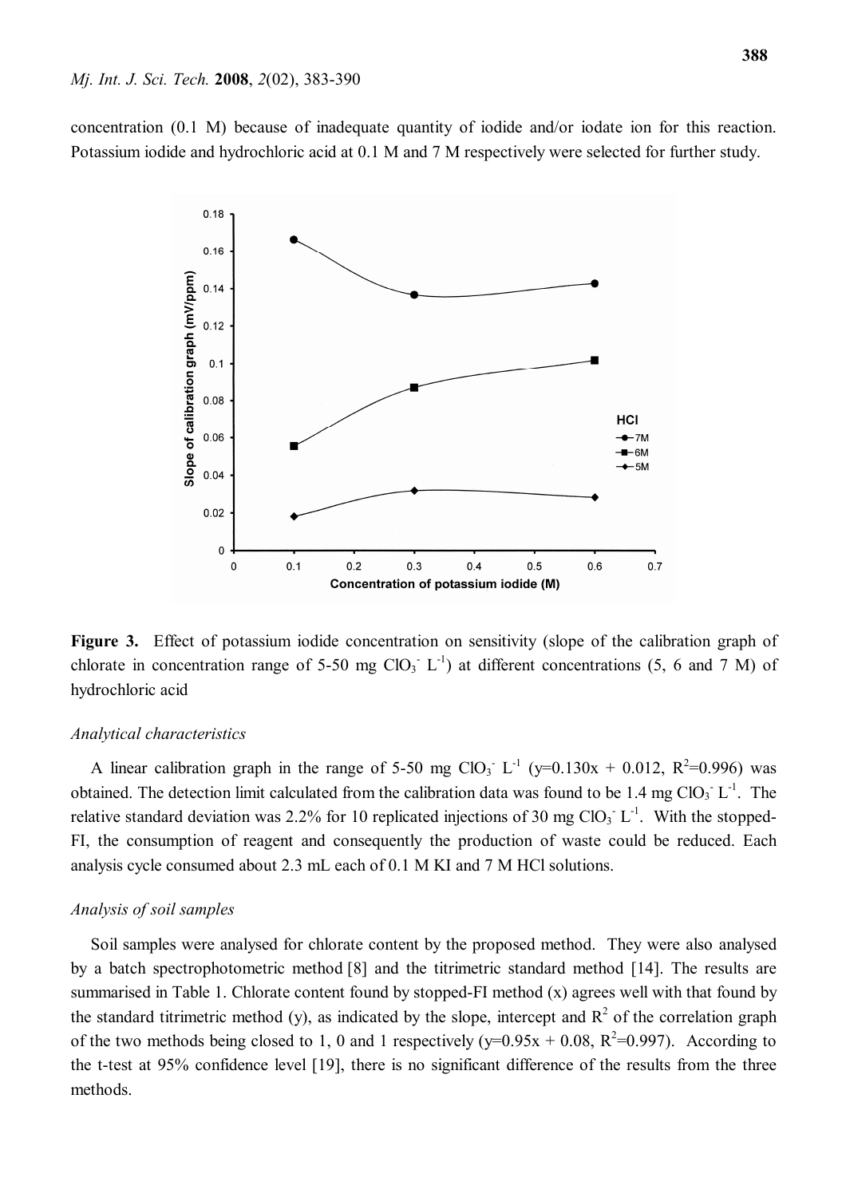concentration (0.1 M) because of inadequate quantity of iodide and/or iodate ion for this reaction. Potassium iodide and hydrochloric acid at 0.1 M and 7 M respectively were selected for further study.

**Figure 3.** Effect of potassium iodide concentration on sensitivity (slope of the calibration graph of chlorate in concentration range of 5-50 mg $ClO_3^-$ $L^{-1}$) at different concentrations (5, 6 and 7 M) of hydrochloric acid

*Analytical characteristics*

A linear calibration graph in the range of 5-50 mg $ClO_3^-$ $L^{-1}$ ($y=0.130x + 0.012$, $R^2=0.996$) was obtained. The detection limit calculated from the calibration data was found to be 1.4 mg $ClO_3^-$ $L^{-1}$. The relative standard deviation was 2.2% for 10 replicated injections of 30 mg $ClO_3^-$ $L^{-1}$. With the stopped-FI, the consumption of reagent and consequently the production of waste could be reduced. Each analysis cycle consumed about 2.3 mL each of 0.1 M KI and 7 M HCl solutions.

*Analysis of soil samples*

Soil samples were analysed for chlorate content by the proposed method. They were also analysed by a batch spectrophotometric method [8] and the titrimetric standard method [14]. The results are summarised in Table 1. Chlorate content found by stopped-FI method (x) agrees well with that found by the standard titrimetric method (y), as indicated by the slope, intercept and $R^2$ of the correlation graph of the two methods being closed to 1, 0 and 1 respectively ($y=0.95x + 0.08$, $R^2=0.997$). According to the t-test at 95% confidence level [19], there is no significant difference of the results from the three methods.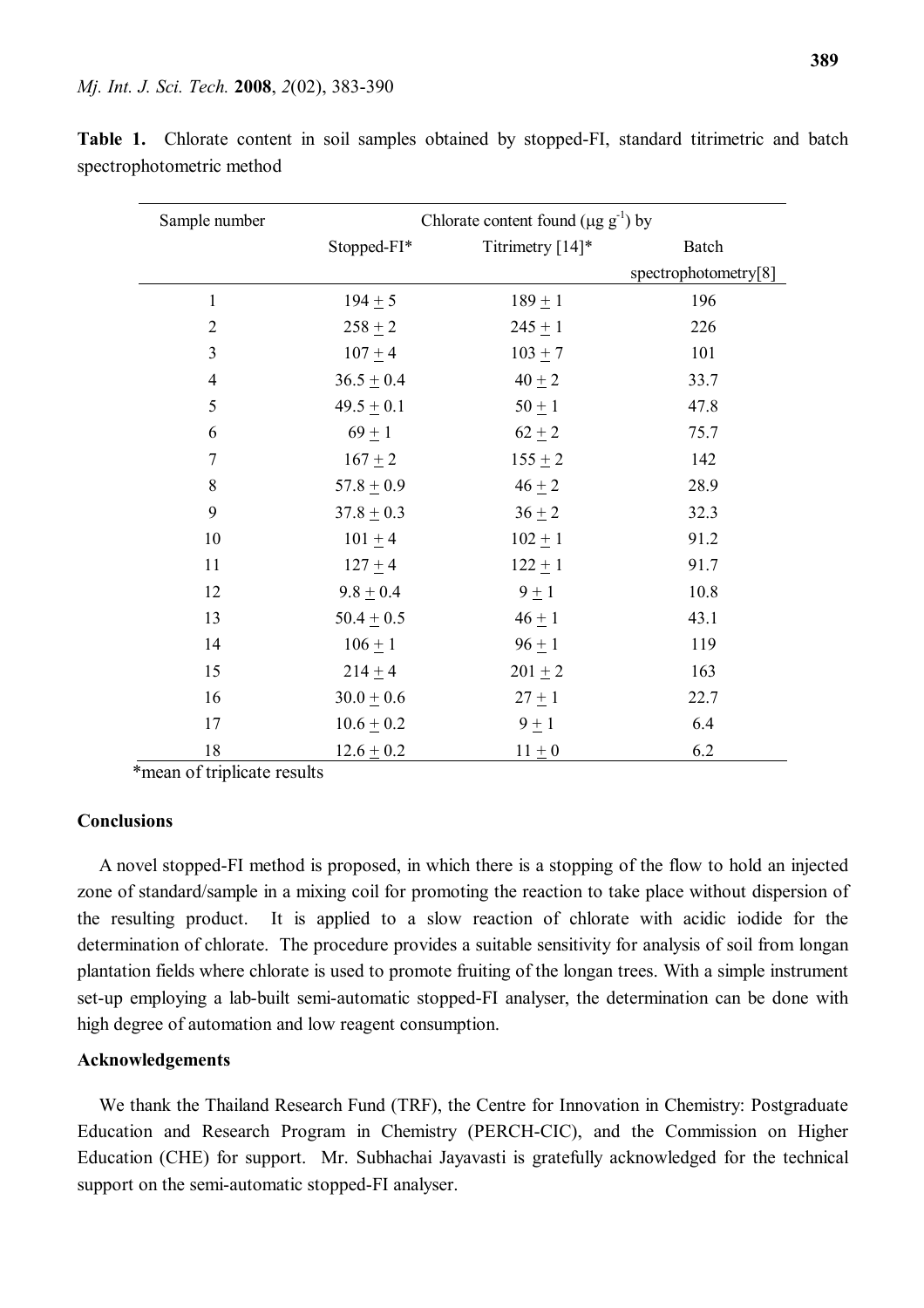**Table 1.** Chlorate content in soil samples obtained by stopped-FI, standard titrimetric and batch spectrophotometric method

| Sample number | Chlorate content found ($\mu g\ g^{-1}$) by | | |
|---|---|---|---|
| | Stopped-FI* | Titrimetry [14]* | Batch spectrophotometry[8] |
| 1 | 194 ± 5 | 189 ± 1 | 196 |
| 2 | 258 ± 2 | 245 ± 1 | 226 |
| 3 | 107 ± 4 | 103 ± 7 | 101 |
| 4 | 36.5 ± 0.4 | 40 ± 2 | 33.7 |
| 5 | 49.5 ± 0.1 | 50 ± 1 | 47.8 |
| 6 | 69 ± 1 | 62 ± 2 | 75.7 |
| 7 | 167 ± 2 | 155 ± 2 | 142 |
| 8 | 57.8 ± 0.9 | 46 ± 2 | 28.9 |
| 9 | 37.8 ± 0.3 | 36 ± 2 | 32.3 |
| 10 | 101 ± 4 | 102 ± 1 | 91.2 |
| 11 | 127 ± 4 | 122 ± 1 | 91.7 |
| 12 | 9.8 ± 0.4 | 9 ± 1 | 10.8 |
| 13 | 50.4 ± 0.5 | 46 ± 1 | 43.1 |
| 14 | 106 ± 1 | 96 ± 1 | 119 |
| 15 | 214 ± 4 | 201 ± 2 | 163 |
| 16 | 30.0 ± 0.6 | 27 ± 1 | 22.7 |
| 17 | 10.6 ± 0.2 | 9 ± 1 | 6.4 |
| 18 | 12.6 ± 0.2 | 11 ± 0 | 6.2 |

*mean of triplicate results

## Conclusions

A novel stopped-FI method is proposed, in which there is a stopping of the flow to hold an injected zone of standard/sample in a mixing coil for promoting the reaction to take place without dispersion of the resulting product. It is applied to a slow reaction of chlorate with acidic iodide for the determination of chlorate. The procedure provides a suitable sensitivity for analysis of soil from longan plantation fields where chlorate is used to promote fruiting of the longan trees. With a simple instrument set-up employing a lab-built semi-automatic stopped-FI analyser, the determination can be done with high degree of automation and low reagent consumption.

## Acknowledgements

We thank the Thailand Research Fund (TRF), the Centre for Innovation in Chemistry: Postgraduate Education and Research Program in Chemistry (PERCH-CIC), and the Commission on Higher Education (CHE) for support. Mr. Subhachai Jayavasti is gratefully acknowledged for the technical support on the semi-automatic stopped-FI analyser.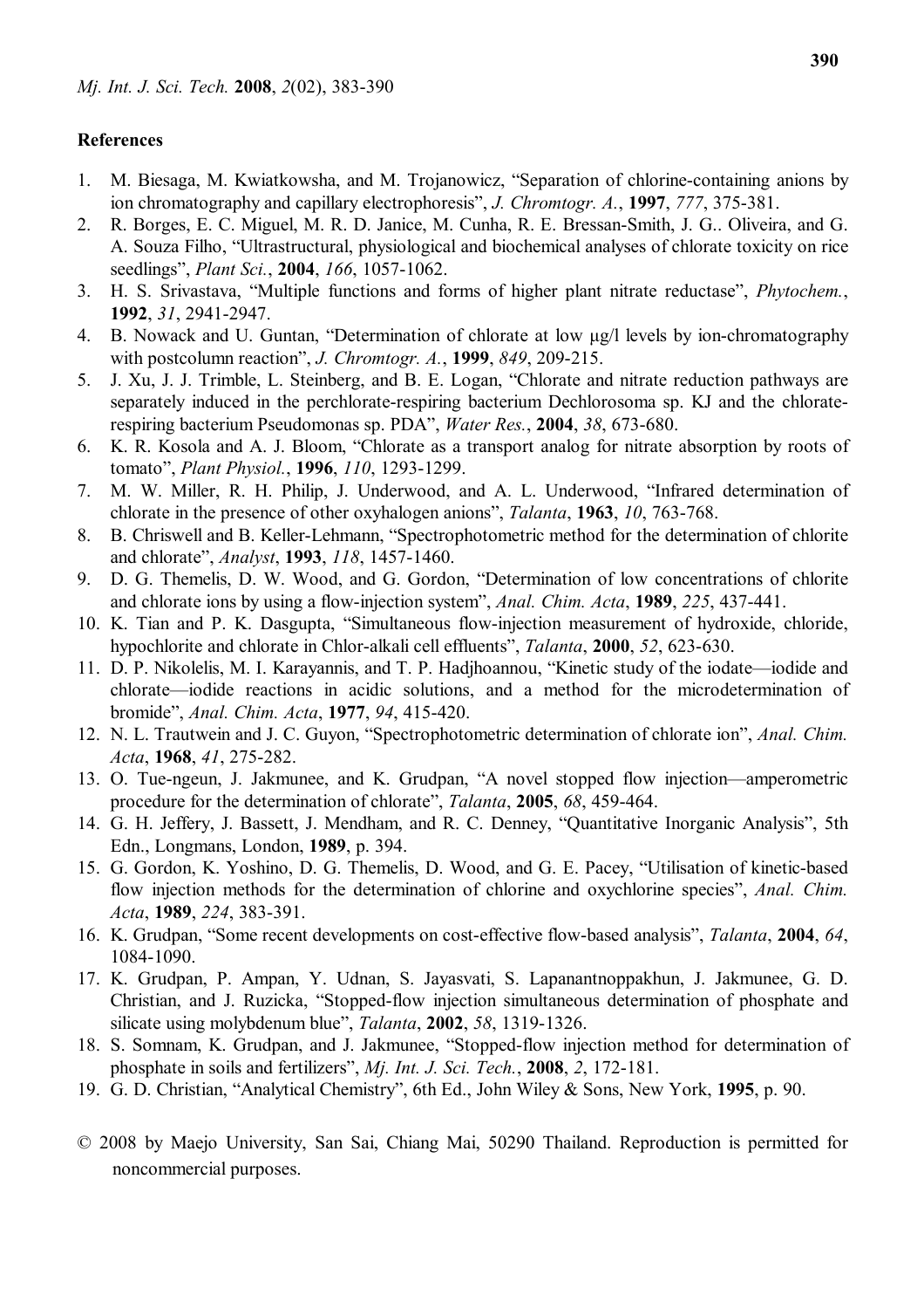## References

1. M. Biesaga, M. Kwiatkowsha, and M. Trojanowicz, "Separation of chlorine-containing anions by ion chromatography and capillary electrophoresis", *J. Chromtogr. A.*, **1997**, *777*, 375-381.
2. R. Borges, E. C. Miguel, M. R. D. Janice, M. Cunha, R. E. Bressan-Smith, J. G.. Oliveira, and G. A. Souza Filho, "Ultrastructural, physiological and biochemical analyses of chlorate toxicity on rice seedlings", *Plant Sci.*, **2004**, *166*, 1057-1062.
3. H. S. Srivastava, "Multiple functions and forms of higher plant nitrate reductase", *Phytochem.*, **1992**, *31*, 2941-2947.
4. B. Nowack and U. Guntan, "Determination of chlorate at low µg/l levels by ion-chromatography with postcolumn reaction", *J. Chromtogr. A.*, **1999**, *849*, 209-215.
5. J. Xu, J. J. Trimble, L. Steinberg, and B. E. Logan, "Chlorate and nitrate reduction pathways are separately induced in the perchlorate-respiring bacterium Dechlorosoma sp. KJ and the chlorate-respiring bacterium Pseudomonas sp. PDA", *Water Res.*, **2004**, *38*, 673-680.
6. K. R. Kosola and A. J. Bloom, "Chlorate as a transport analog for nitrate absorption by roots of tomato", *Plant Physiol.*, **1996**, *110*, 1293-1299.
7. M. W. Miller, R. H. Philip, J. Underwood, and A. L. Underwood, "Infrared determination of chlorate in the presence of other oxyhalogen anions", *Talanta*, **1963**, *10*, 763-768.
8. B. Chriswell and B. Keller-Lehmann, "Spectrophotometric method for the determination of chlorite and chlorate", *Analyst*, **1993**, *118*, 1457-1460.
9. D. G. Themelis, D. W. Wood, and G. Gordon, "Determination of low concentrations of chlorite and chlorate ions by using a flow-injection system", *Anal. Chim. Acta*, **1989**, *225*, 437-441.
10. K. Tian and P. K. Dasgupta, "Simultaneous flow-injection measurement of hydroxide, chloride, hypochlorite and chlorate in Chlor-alkali cell effluents", *Talanta*, **2000**, *52*, 623-630.
11. D. P. Nikolelis, M. I. Karayannis, and T. P. Hadjhoannou, "Kinetic study of the iodate—iodide and chlorate—iodide reactions in acidic solutions, and a method for the microdetermination of bromide", *Anal. Chim. Acta*, **1977**, *94*, 415-420.
12. N. L. Trautwein and J. C. Guyon, "Spectrophotometric determination of chlorate ion", *Anal. Chim. Acta*, **1968**, *41*, 275-282.
13. O. Tue-ngeun, J. Jakmunee, and K. Grudpan, "A novel stopped flow injection—amperometric procedure for the determination of chlorate", *Talanta*, **2005**, *68*, 459-464.
14. G. H. Jeffery, J. Bassett, J. Mendham, and R. C. Denney, "Quantitative Inorganic Analysis", 5th Edn., Longmans, London, **1989**, p. 394.
15. G. Gordon, K. Yoshino, D. G. Themelis, D. Wood, and G. E. Pacey, "Utilisation of kinetic-based flow injection methods for the determination of chlorine and oxychlorine species", *Anal. Chim. Acta*, **1989**, *224*, 383-391.
16. K. Grudpan, "Some recent developments on cost-effective flow-based analysis", *Talanta*, **2004**, *64*, 1084-1090.
17. K. Grudpan, P. Ampan, Y. Udnan, S. Jayasvati, S. Lapanantnoppakhun, J. Jakmunee, G. D. Christian, and J. Ruzicka, "Stopped-flow injection simultaneous determination of phosphate and silicate using molybdenum blue", *Talanta*, **2002**, *58*, 1319-1326.
18. S. Somnam, K. Grudpan, and J. Jakmunee, "Stopped-flow injection method for determination of phosphate in soils and fertilizers", *Mj. Int. J. Sci. Tech.*, **2008**, *2*, 172-181.
19. G. D. Christian, "Analytical Chemistry", 6th Ed., John Wiley & Sons, New York, **1995**, p. 90.

© 2008 by Maejo University, San Sai, Chiang Mai, 50290 Thailand. Reproduction is permitted for noncommercial purposes.